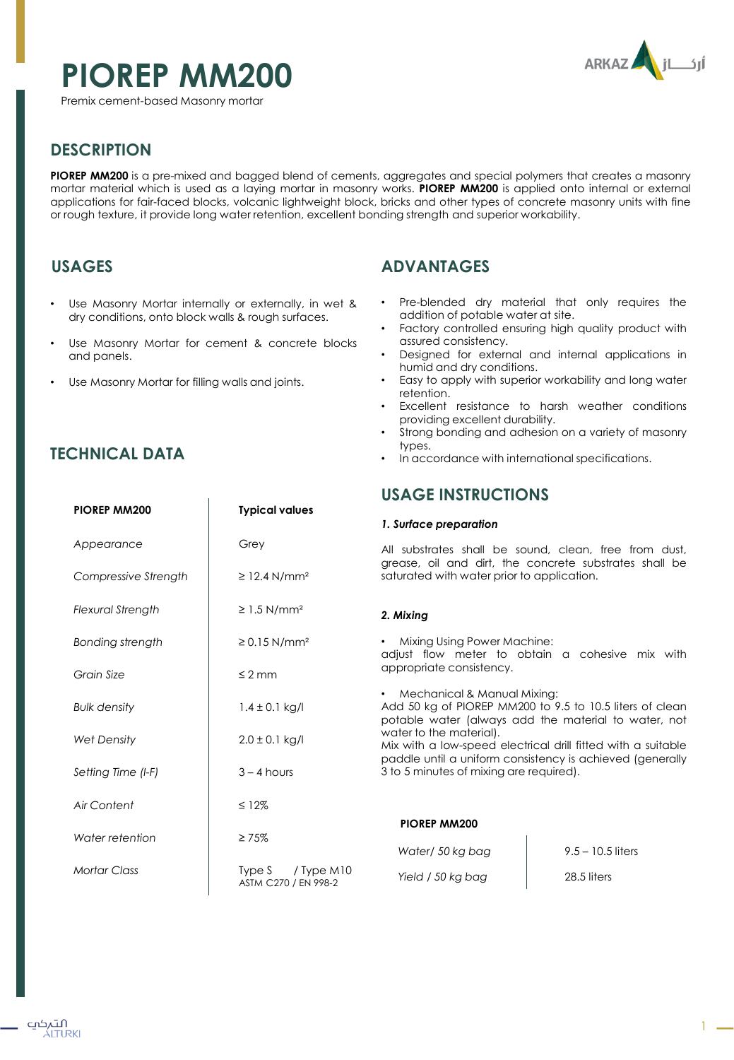# PIOREP MM200

Premix cement-based Masonry mortar

## DESCRIPTION

**PIOREP MM200** is a pre-mixed and bagged blend of cements, aggregates and special polymers that creates a masonry mortar material which is used as a laying mortar in masonry works. **PIOREP MM200** is applied onto internal or external applications for fair-faced blocks, volcanic lightweight block, bricks and other types of concrete masonry units with fine or rough texture, it provide long water retention, excellent bonding strength and superior workability.

## USAGES

- Use Masonry Mortar internally or externally, in wet & dry conditions, onto block walls & rough surfaces.
- Use Masonry Mortar for cement & concrete blocks and panels.
- Use Masonry Mortar for filling walls and joints.

## TECHNICAL DATA

| PIOREP MM200 | Typical values |
|---|---|
| *Appearance* | Grey |
| *Compressive Strength* | ≥ 12.4 N/mm² |
| *Flexural Strength* | ≥ 1.5 N/mm² |
| *Bonding strength* | ≥ 0.15 N/mm² |
| *Grain Size* | ≤ 2 mm |
| *Bulk density* | 1.4 ± 0.1 kg/l |
| *Wet Density* | 2.0 ± 0.1 kg/l |
| *Setting Time (I-F)* | 3 – 4 hours |
| *Air Content* | ≤ 12% |
| *Water retention* | ≥ 75% |
| *Mortar Class* | Type S / Type M10 ASTM C270 / EN 998-2 |

## ADVANTAGES

- Pre-blended dry material that only requires the addition of potable water at site.
- Factory controlled ensuring high quality product with assured consistency.
- Designed for external and internal applications in humid and dry conditions.
- Easy to apply with superior workability and long water retention.
- Excellent resistance to harsh weather conditions providing excellent durability.
- Strong bonding and adhesion on a variety of masonry types.
- In accordance with international specifications.

## USAGE INSTRUCTIONS

***1. Surface preparation***

All substrates shall be sound, clean, free from dust, grease, oil and dirt, the concrete substrates shall be saturated with water prior to application.

***2. Mixing***

- Mixing Using Power Machine:

adjust flow meter to obtain a cohesive mix with appropriate consistency.

- Mechanical & Manual Mixing:

Add 50 kg of PIOREP MM200 to 9.5 to 10.5 liters of clean potable water (always add the material to water, not water to the material).
Mix with a low-speed electrical drill fitted with a suitable paddle until a uniform consistency is achieved (generally 3 to 5 minutes of mixing are required).

| PIOREP MM200 | |
|---|---|
| *Water/ 50 kg bag* | 9.5 – 10.5 liters |
| *Yield / 50 kg bag* | 28.5 liters |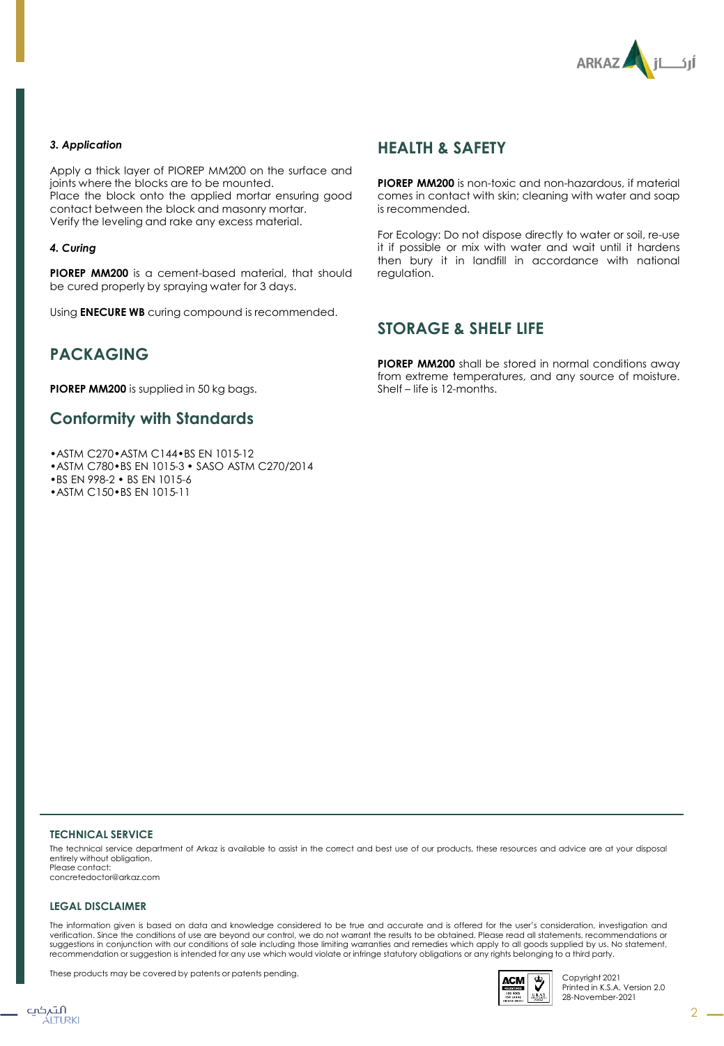#### *3. Application*

Apply a thick layer of PIOREP MM200 on the surface and joints where the blocks are to be mounted.
Place the block onto the applied mortar ensuring good contact between the block and masonry mortar.
Verify the leveling and rake any excess material.

#### *4. Curing*

**PIOREP MM200** is a cement-based material, that should be cured properly by spraying water for 3 days.

Using **ENECURE WB** curing compound is recommended.

## PACKAGING

**PIOREP MM200** is supplied in 50 kg bags.

## Conformity with Standards

- ASTM C270 • ASTM C144 • BS EN 1015-12
- ASTM C780 • BS EN 1015-3 • SASO ASTM C270/2014
- BS EN 998-2 • BS EN 1015-6
- ASTM C150 • BS EN 1015-11

## HEALTH & SAFETY

**PIOREP MM200** is non-toxic and non-hazardous, if material comes in contact with skin; cleaning with water and soap is recommended.

For Ecology: Do not dispose directly to water or soil, re-use it if possible or mix with water and wait until it hardens then bury it in landfill in accordance with national regulation.

## STORAGE & SHELF LIFE

**PIOREP MM200** shall be stored in normal conditions away from extreme temperatures, and any source of moisture. Shelf – life is 12-months.

### TECHNICAL SERVICE

The technical service department of Arkaz is available to assist in the correct and best use of our products, these resources and advice are at your disposal entirely without obligation.
Please contact:
concretedoctor@arkaz.com

### LEGAL DISCLAIMER

The information given is based on data and knowledge considered to be true and accurate and is offered for the user's consideration, investigation and verification. Since the conditions of use are beyond our control, we do not warrant the results to be obtained. Please read all statements, recommendations or suggestions in conjunction with our conditions of sale including those limiting warranties and remedies which apply to all goods supplied by us. No statement, recommendation or suggestion is intended for any use which would violate or infringe statutory obligations or any rights belonging to a third party.

These products may be covered by patents or patents pending.

Copyright 2021
Printed in K.S.A. Version 2.0
28-November-2021